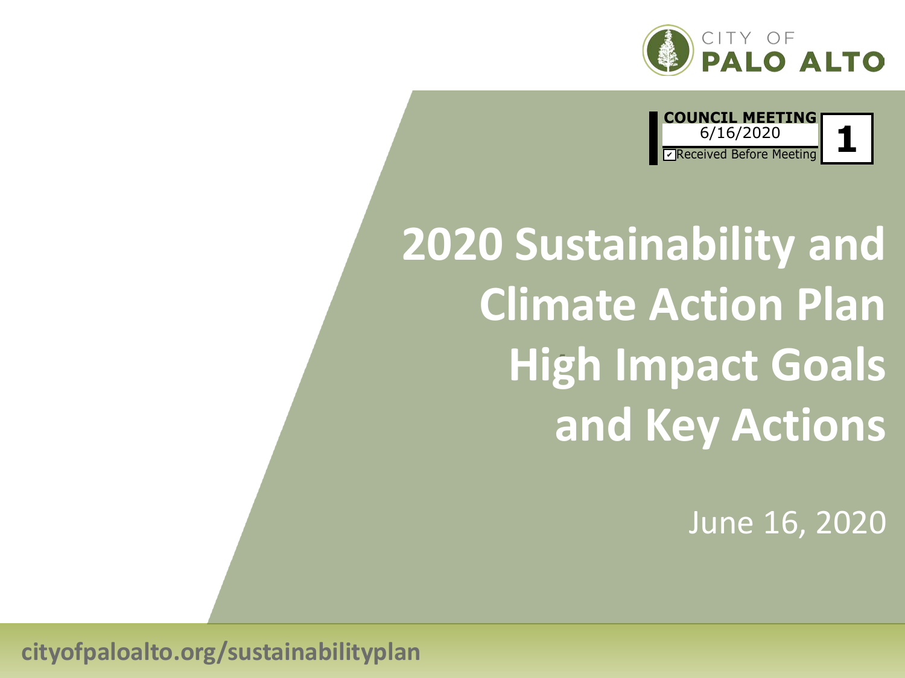CITY OF **PALO ALTO**

**COUNCIL MEETING**
6/16/2020
☑ Received Before Meeting

**1**

# 2020 Sustainability and Climate Action Plan High Impact Goals and Key Actions

June 16, 2020

**cityofpaloalto.org/sustainabilityplan**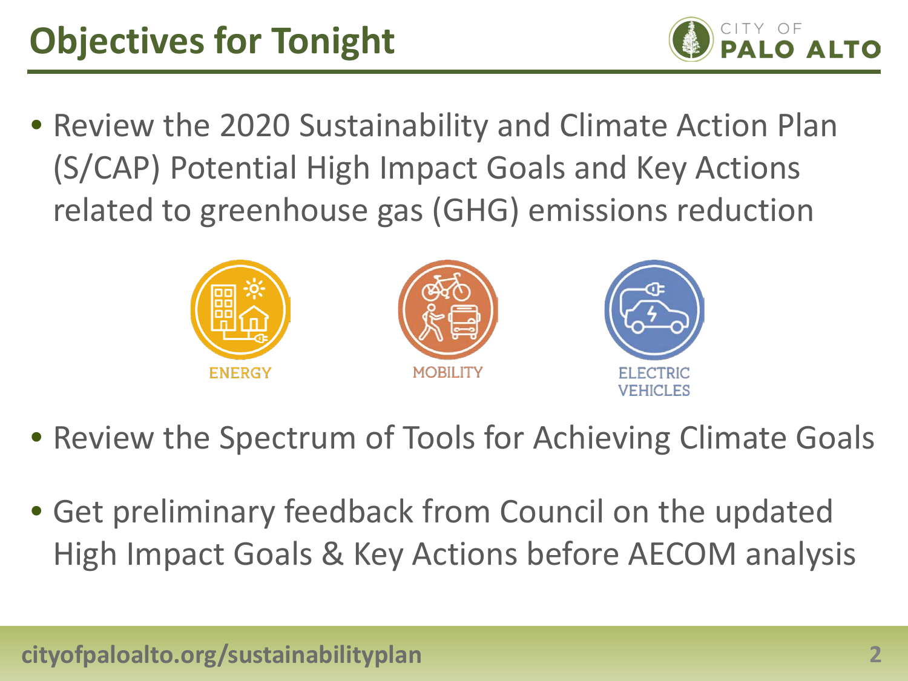# Objectives for Tonight

- Review the 2020 Sustainability and Climate Action Plan (S/CAP) Potential High Impact Goals and Key Actions related to greenhouse gas (GHG) emissions reduction

ENERGY

MOBILITY

ELECTRIC VEHICLES

- Review the Spectrum of Tools for Achieving Climate Goals

- Get preliminary feedback from Council on the updated High Impact Goals & Key Actions before AECOM analysis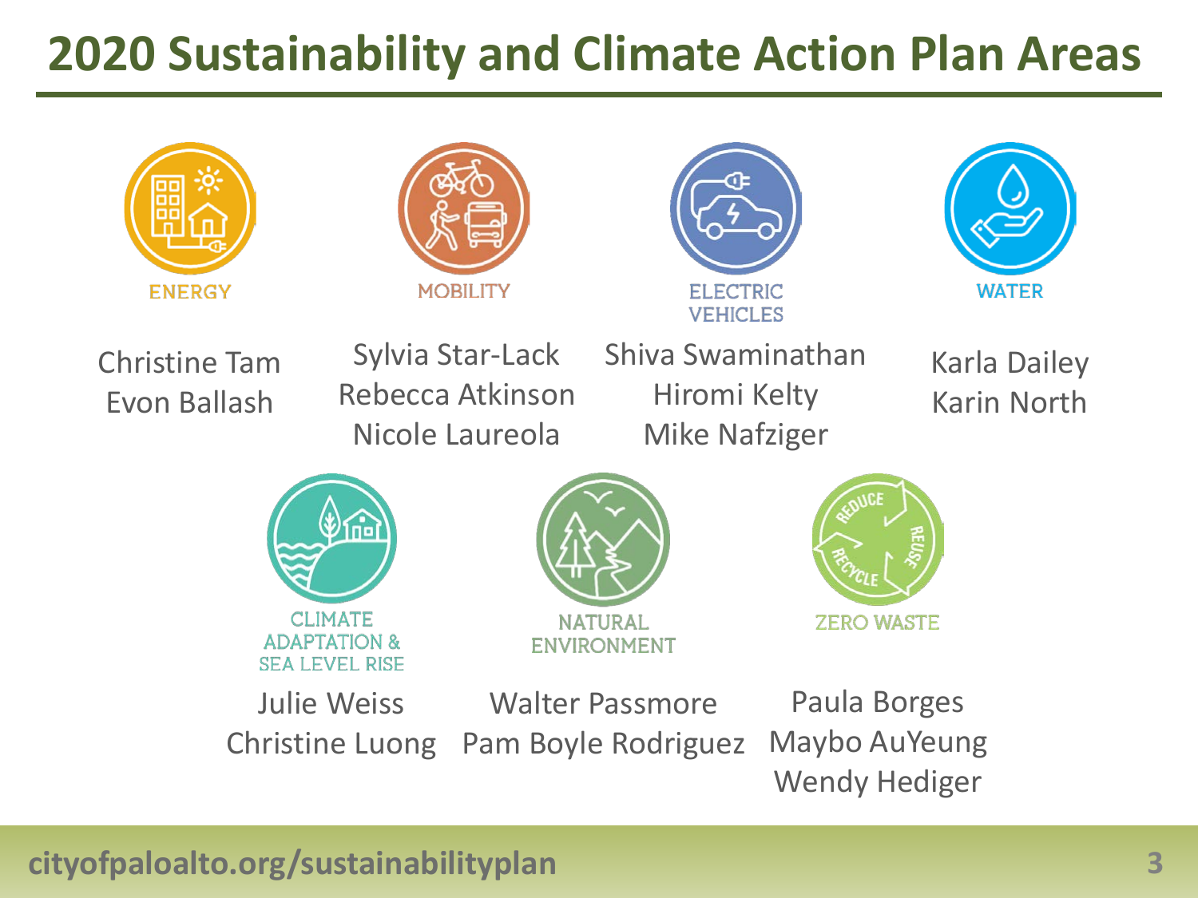# 2020 Sustainability and Climate Action Plan Areas

**ENERGY**

Christine Tam
Evon Ballash

**MOBILITY**

Sylvia Star-Lack
Rebecca Atkinson
Nicole Laureola

**ELECTRIC VEHICLES**

Shiva Swaminathan
Hiromi Kelty
Mike Nafziger

**WATER**

Karla Dailey
Karin North

**CLIMATE ADAPTATION & SEA LEVEL RISE**

Julie Weiss
Christine Luong

**NATURAL ENVIRONMENT**

Walter Passmore
Pam Boyle Rodriguez

**ZERO WASTE**

Paula Borges
Maybo AuYeung
Wendy Hediger

cityofpaloalto.org/sustainabilityplan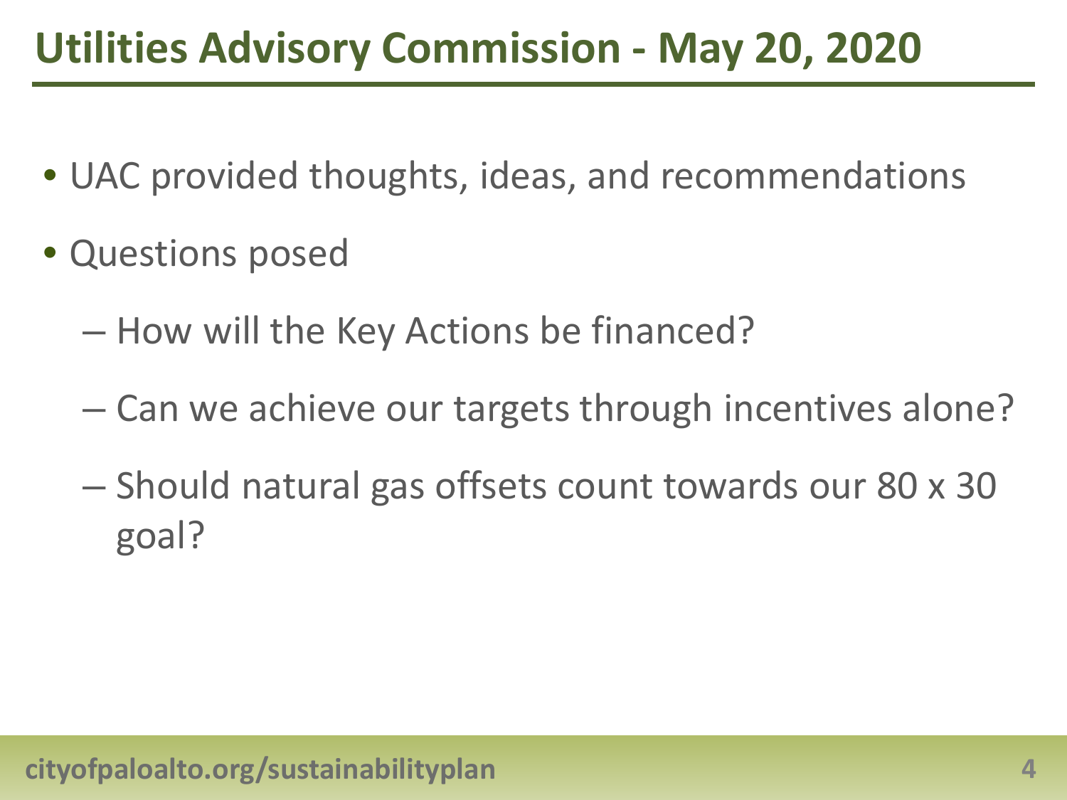# Utilities Advisory Commission - May 20, 2020

- UAC provided thoughts, ideas, and recommendations
- Questions posed
  - How will the Key Actions be financed?
  - Can we achieve our targets through incentives alone?
  - Should natural gas offsets count towards our 80 x 30 goal?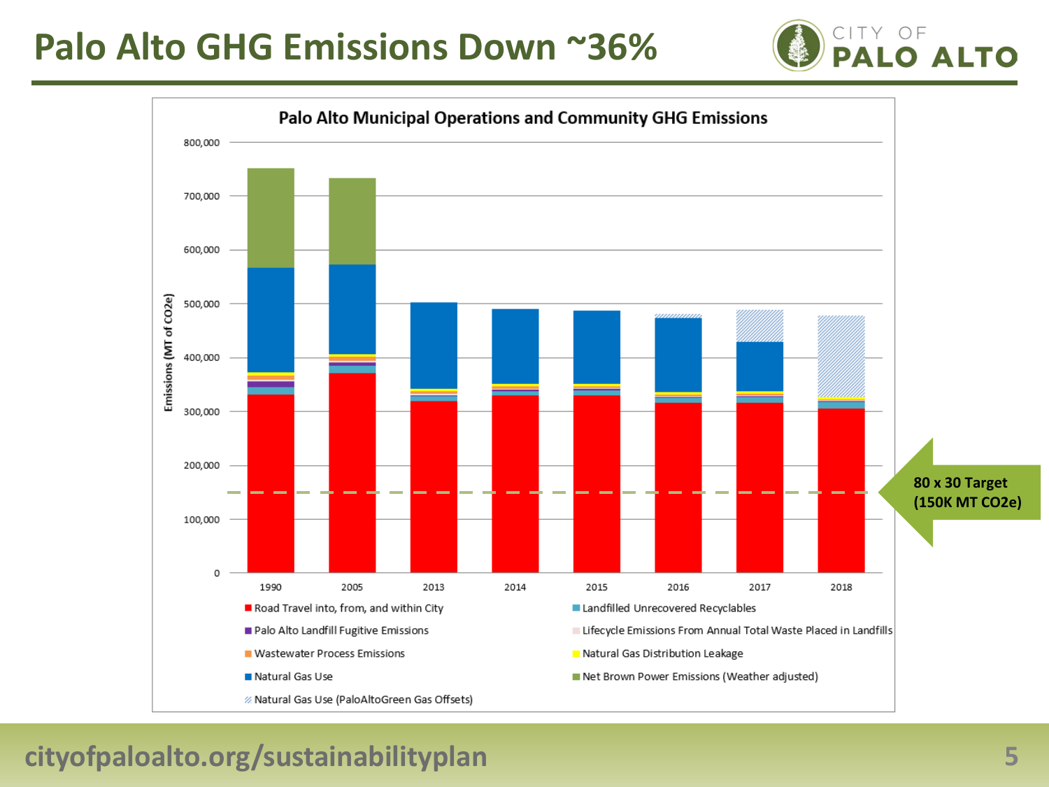# Palo Alto GHG Emissions Down ~36%

**Palo Alto Municipal Operations and Community GHG Emissions**

Emissions (MT of CO2e)

800,000
700,000
600,000
500,000
400,000
300,000
200,000
100,000
0

1990 | 2005 | 2013 | 2014 | 2015 | 2016 | 2017 | 2018

- Road Travel into, from, and within City
- Landfilled Unrecovered Recyclables
- Palo Alto Landfill Fugitive Emissions
- Lifecycle Emissions From Annual Total Waste Placed in Landfills
- Wastewater Process Emissions
- Natural Gas Distribution Leakage
- Natural Gas Use
- Net Brown Power Emissions (Weather adjusted)
- Natural Gas Use (PaloAltoGreen Gas Offsets)

**80 x 30 Target (150K MT CO2e)**

cityofpaloalto.org/sustainabilityplan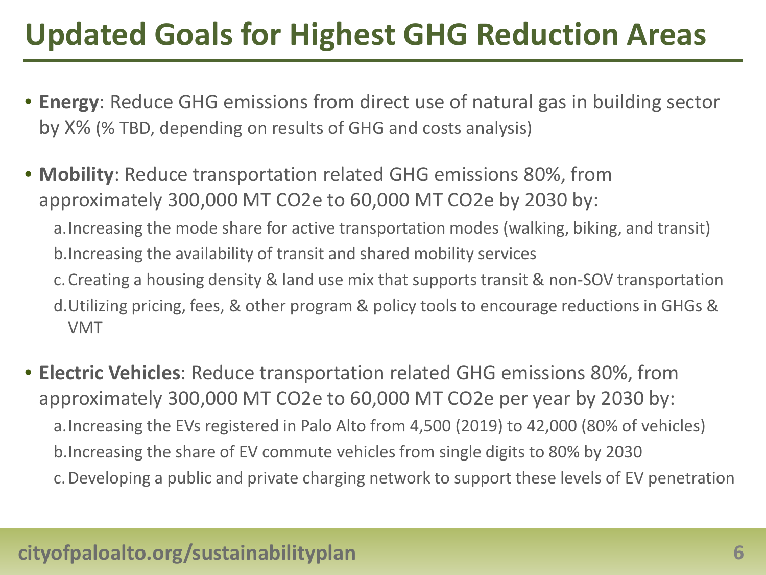# Updated Goals for Highest GHG Reduction Areas

- **Energy**: Reduce GHG emissions from direct use of natural gas in building sector by X% (% TBD, depending on results of GHG and costs analysis)

- **Mobility**: Reduce transportation related GHG emissions 80%, from approximately 300,000 MT CO2e to 60,000 MT CO2e by 2030 by:
  a. Increasing the mode share for active transportation modes (walking, biking, and transit)
  b. Increasing the availability of transit and shared mobility services
  c. Creating a housing density & land use mix that supports transit & non-SOV transportation
  d. Utilizing pricing, fees, & other program & policy tools to encourage reductions in GHGs & VMT

- **Electric Vehicles**: Reduce transportation related GHG emissions 80%, from approximately 300,000 MT CO2e to 60,000 MT CO2e per year by 2030 by:
  a. Increasing the EVs registered in Palo Alto from 4,500 (2019) to 42,000 (80% of vehicles)
  b. Increasing the share of EV commute vehicles from single digits to 80% by 2030
  c. Developing a public and private charging network to support these levels of EV penetration

cityofpaloalto.org/sustainabilityplan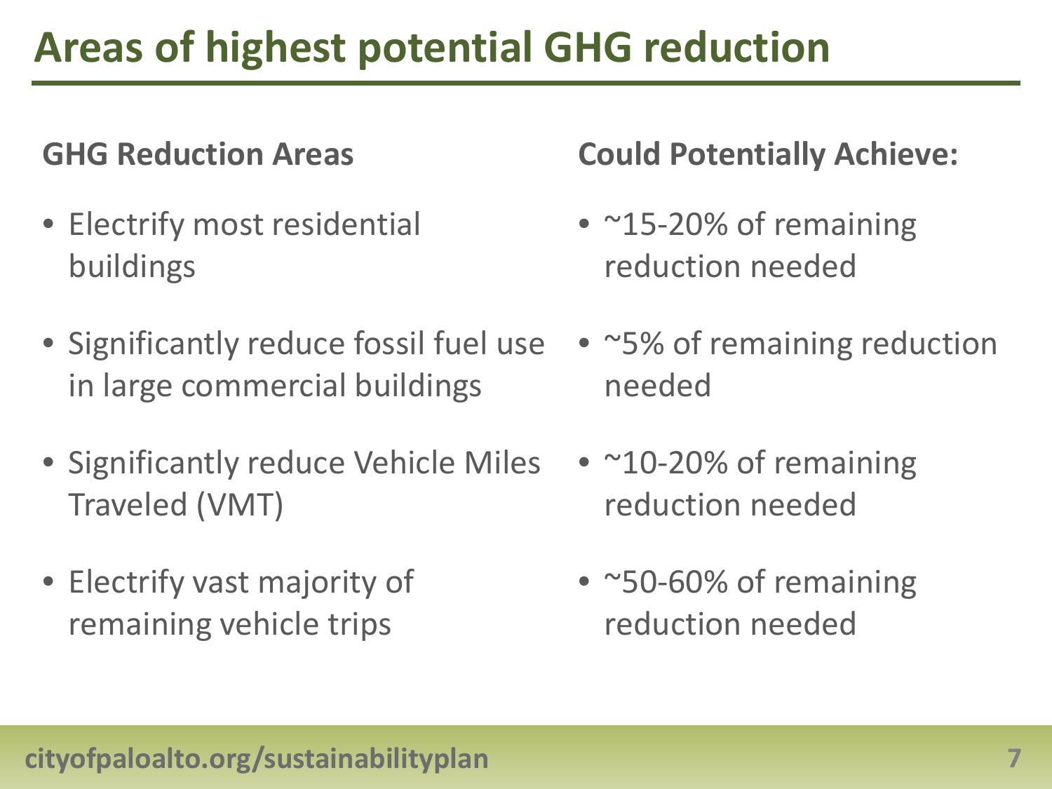# Areas of highest potential GHG reduction

| GHG Reduction Areas | Could Potentially Achieve: |
| --- | --- |
| Electrify most residential buildings | ~15-20% of remaining reduction needed |
| Significantly reduce fossil fuel use in large commercial buildings | ~5% of remaining reduction needed |
| Significantly reduce Vehicle Miles Traveled (VMT) | ~10-20% of remaining reduction needed |
| Electrify vast majority of remaining vehicle trips | ~50-60% of remaining reduction needed |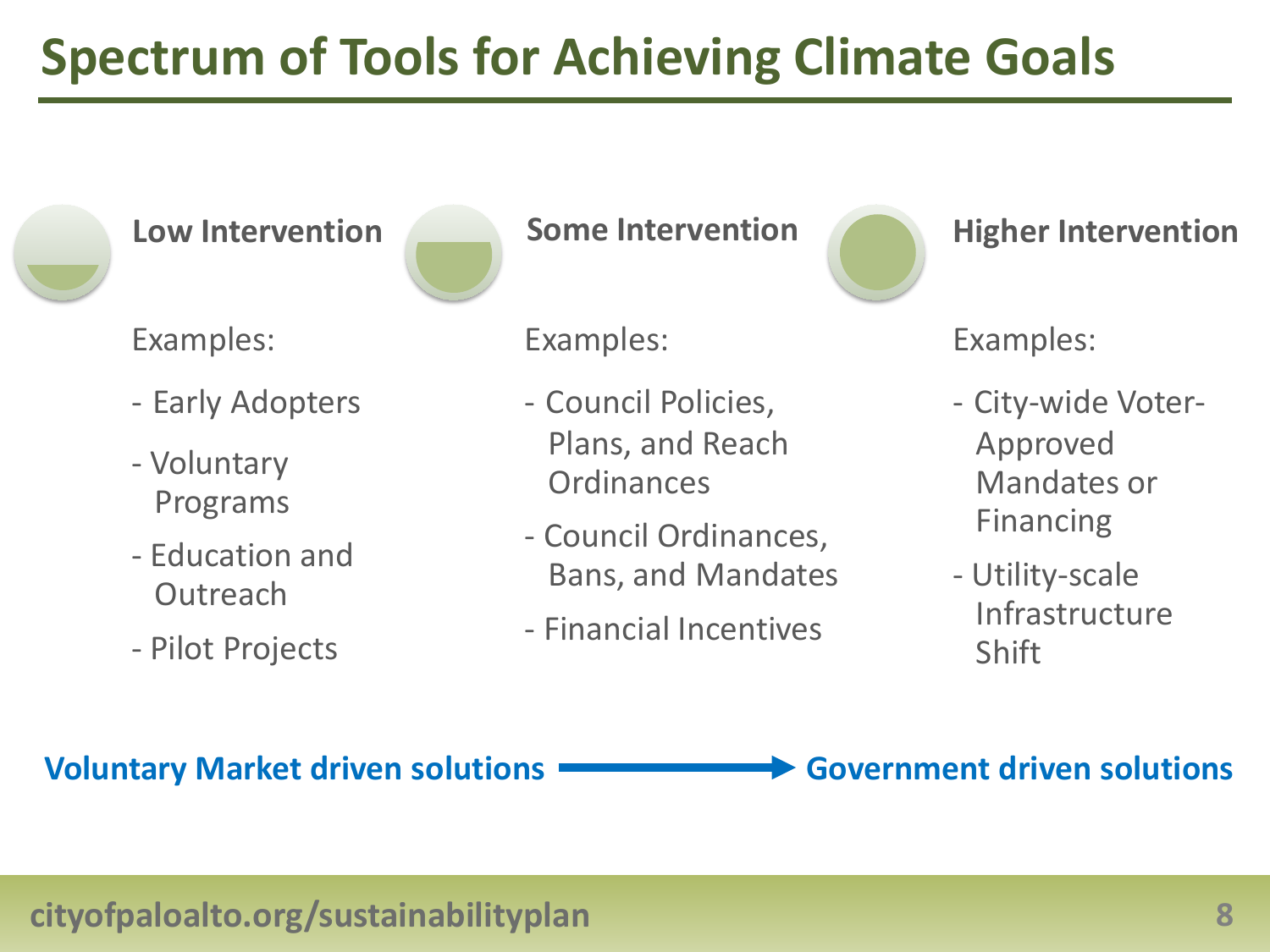# Spectrum of Tools for Achieving Climate Goals

### Low Intervention

Examples:

- Early Adopters
- Voluntary Programs
- Education and Outreach
- Pilot Projects

### Some Intervention

Examples:

- Council Policies, Plans, and Reach Ordinances
- Council Ordinances, Bans, and Mandates
- Financial Incentives

### Higher Intervention

Examples:

- City-wide Voter-Approved Mandates or Financing
- Utility-scale Infrastructure Shift

**Voluntary Market driven solutions → Government driven solutions**

cityofpaloalto.org/sustainabilityplan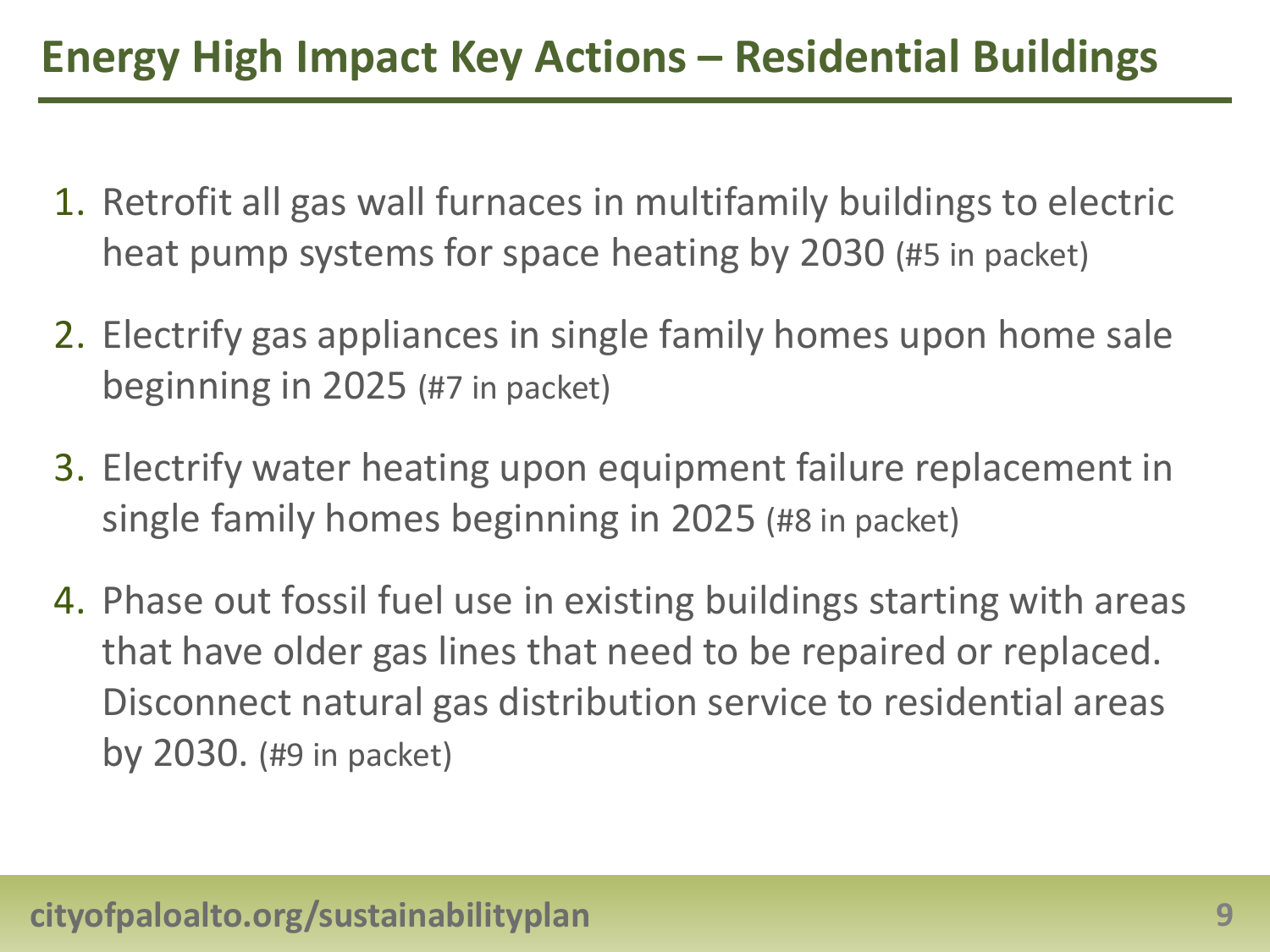# Energy High Impact Key Actions – Residential Buildings

1. Retrofit all gas wall furnaces in multifamily buildings to electric heat pump systems for space heating by 2030 (#5 in packet)
2. Electrify gas appliances in single family homes upon home sale beginning in 2025 (#7 in packet)
3. Electrify water heating upon equipment failure replacement in single family homes beginning in 2025 (#8 in packet)
4. Phase out fossil fuel use in existing buildings starting with areas that have older gas lines that need to be repaired or replaced. Disconnect natural gas distribution service to residential areas by 2030. (#9 in packet)

cityofpaloalto.org/sustainabilityplan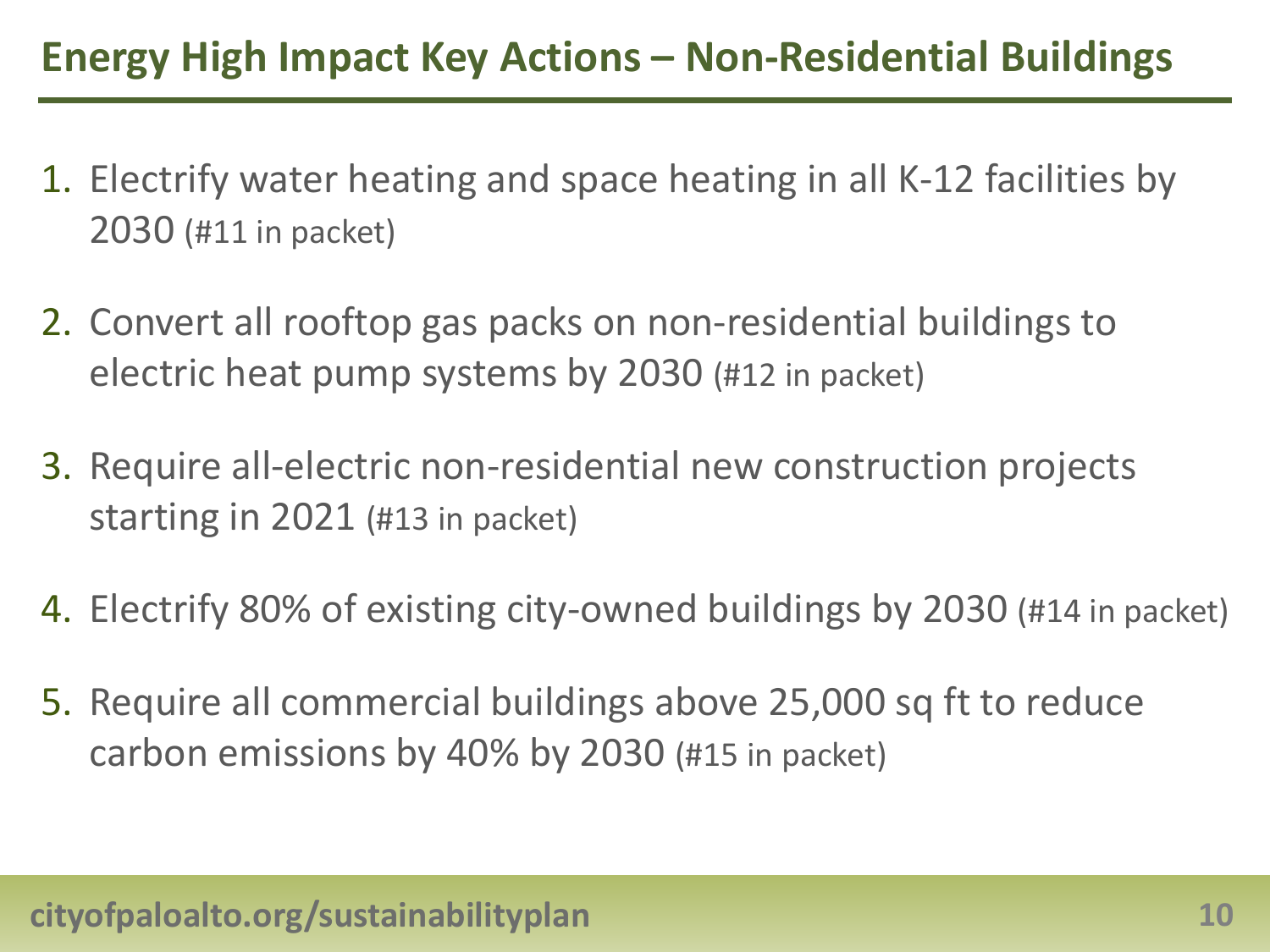# Energy High Impact Key Actions – Non-Residential Buildings

1. Electrify water heating and space heating in all K-12 facilities by 2030 (#11 in packet)
2. Convert all rooftop gas packs on non-residential buildings to electric heat pump systems by 2030 (#12 in packet)
3. Require all-electric non-residential new construction projects starting in 2021 (#13 in packet)
4. Electrify 80% of existing city-owned buildings by 2030 (#14 in packet)
5. Require all commercial buildings above 25,000 sq ft to reduce carbon emissions by 40% by 2030 (#15 in packet)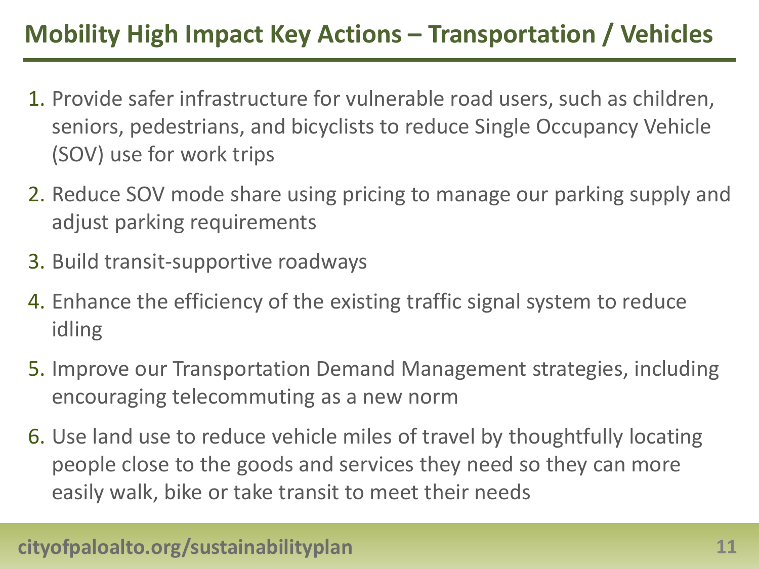# Mobility High Impact Key Actions – Transportation / Vehicles

1. Provide safer infrastructure for vulnerable road users, such as children, seniors, pedestrians, and bicyclists to reduce Single Occupancy Vehicle (SOV) use for work trips
2. Reduce SOV mode share using pricing to manage our parking supply and adjust parking requirements
3. Build transit-supportive roadways
4. Enhance the efficiency of the existing traffic signal system to reduce idling
5. Improve our Transportation Demand Management strategies, including encouraging telecommuting as a new norm
6. Use land use to reduce vehicle miles of travel by thoughtfully locating people close to the goods and services they need so they can more easily walk, bike or take transit to meet their needs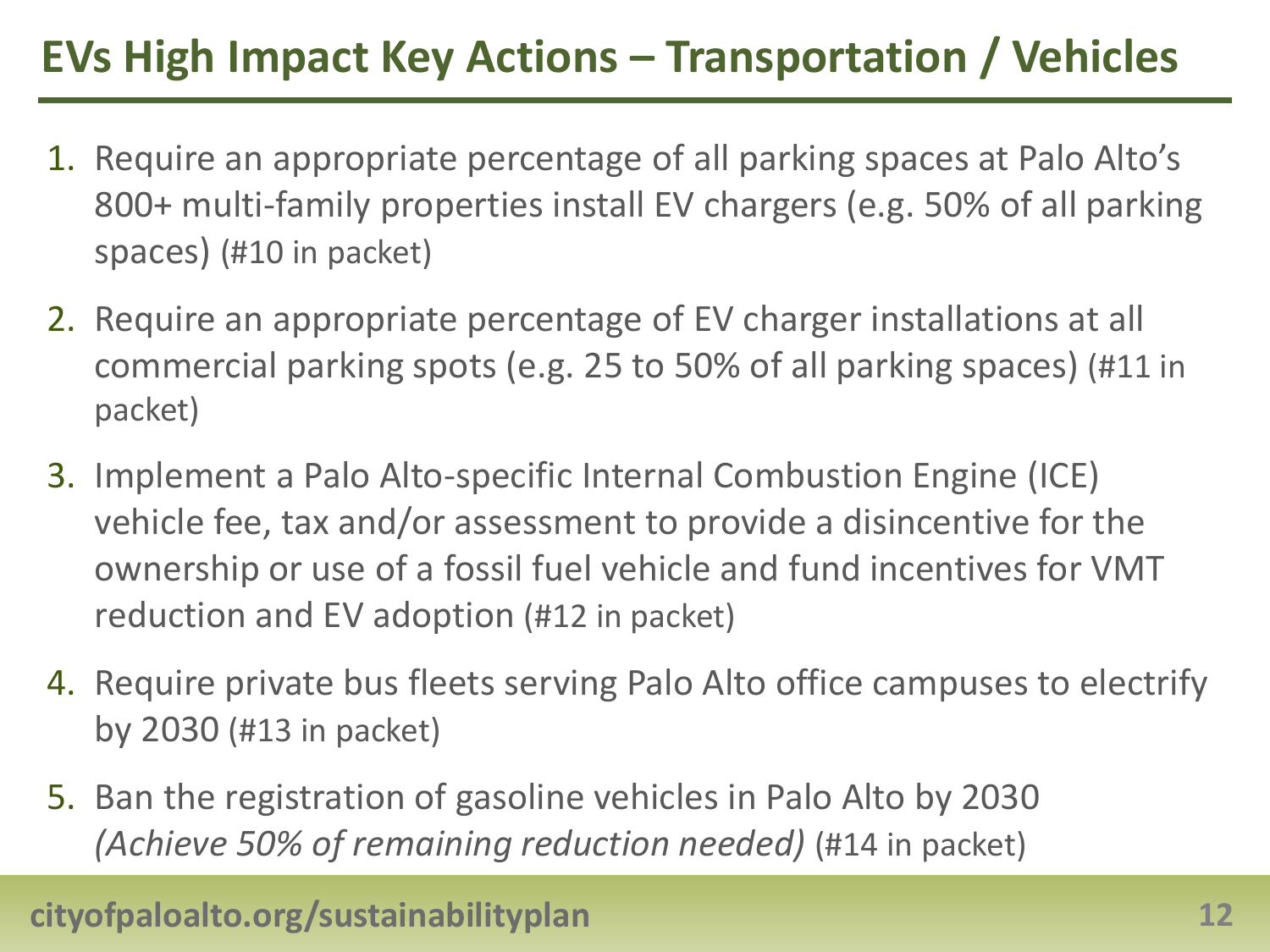# EVs High Impact Key Actions – Transportation / Vehicles

1. Require an appropriate percentage of all parking spaces at Palo Alto's 800+ multi-family properties install EV chargers (e.g. 50% of all parking spaces) (#10 in packet)
2. Require an appropriate percentage of EV charger installations at all commercial parking spots (e.g. 25 to 50% of all parking spaces) (#11 in packet)
3. Implement a Palo Alto-specific Internal Combustion Engine (ICE) vehicle fee, tax and/or assessment to provide a disincentive for the ownership or use of a fossil fuel vehicle and fund incentives for VMT reduction and EV adoption (#12 in packet)
4. Require private bus fleets serving Palo Alto office campuses to electrify by 2030 (#13 in packet)
5. Ban the registration of gasoline vehicles in Palo Alto by 2030 *(Achieve 50% of remaining reduction needed)* (#14 in packet)

cityofpaloalto.org/sustainabilityplan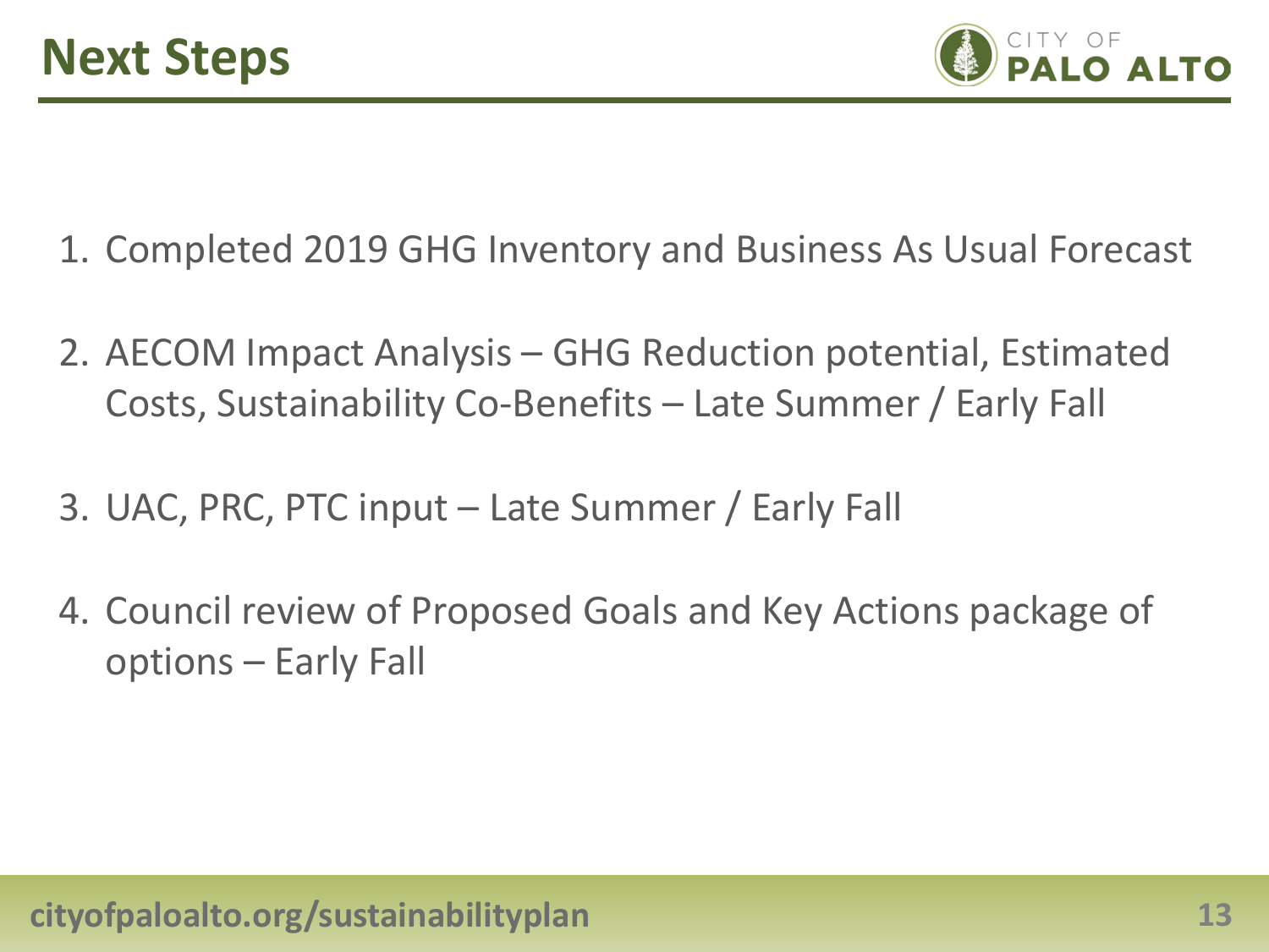# Next Steps

1. Completed 2019 GHG Inventory and Business As Usual Forecast

2. AECOM Impact Analysis – GHG Reduction potential, Estimated Costs, Sustainability Co-Benefits – Late Summer / Early Fall

3. UAC, PRC, PTC input – Late Summer / Early Fall

4. Council review of Proposed Goals and Key Actions package of options – Early Fall

cityofpaloalto.org/sustainabilityplan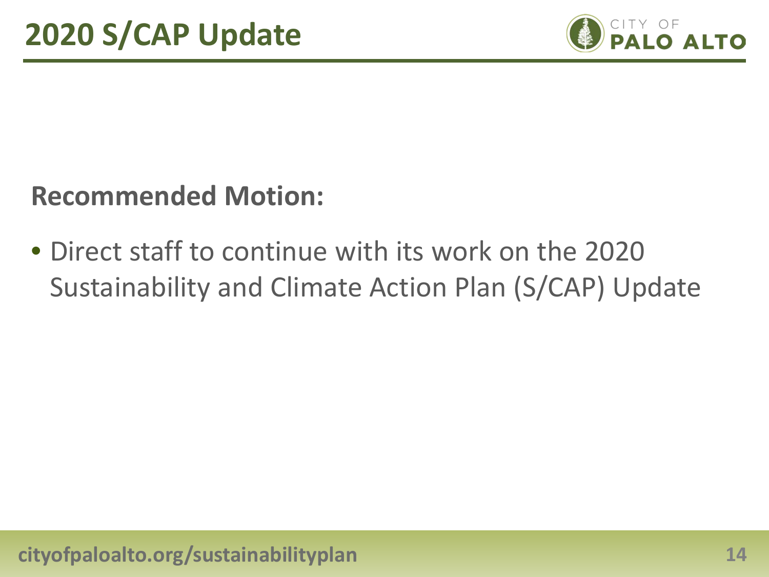# 2020 S/CAP Update

**Recommended Motion:**

- Direct staff to continue with its work on the 2020 Sustainability and Climate Action Plan (S/CAP) Update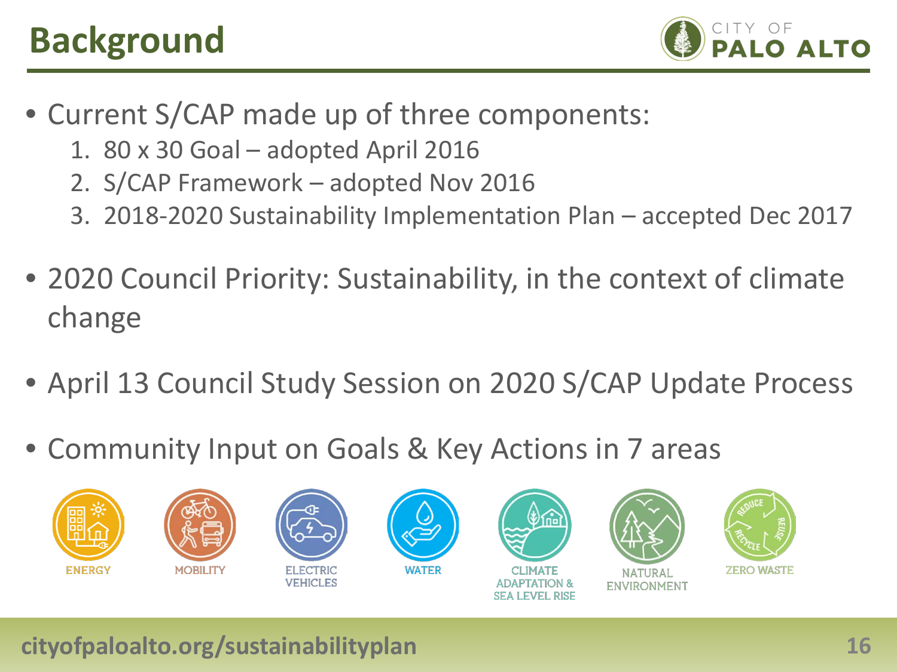# Background

- Current S/CAP made up of three components:
  1. 80 x 30 Goal – adopted April 2016
  2. S/CAP Framework – adopted Nov 2016
  3. 2018-2020 Sustainability Implementation Plan – accepted Dec 2017
- 2020 Council Priority: Sustainability, in the context of climate change
- April 13 Council Study Session on 2020 S/CAP Update Process
- Community Input on Goals & Key Actions in 7 areas

ENERGY | MOBILITY | ELECTRIC VEHICLES | WATER | CLIMATE ADAPTATION & SEA LEVEL RISE | NATURAL ENVIRONMENT | ZERO WASTE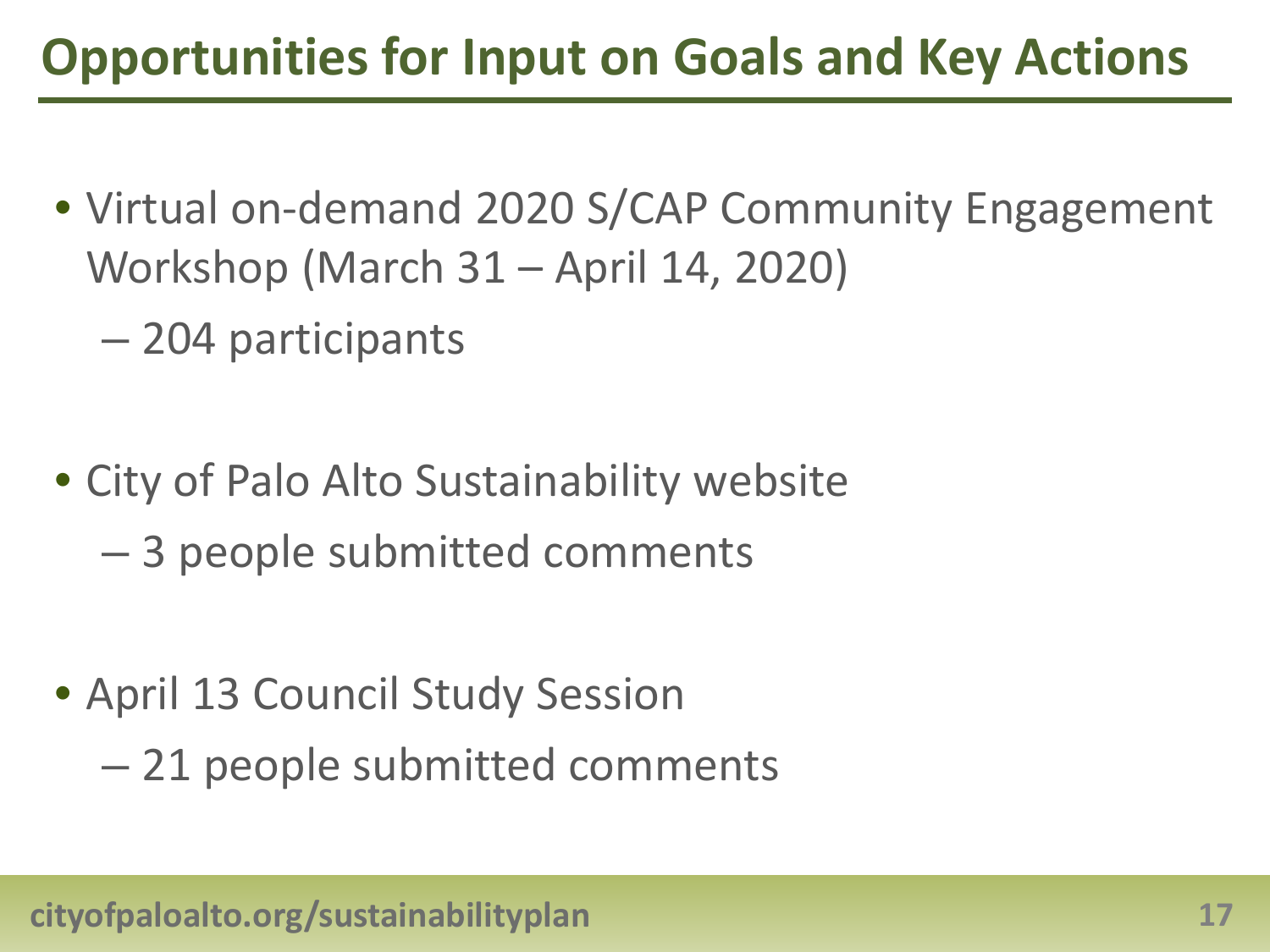# Opportunities for Input on Goals and Key Actions

- Virtual on-demand 2020 S/CAP Community Engagement Workshop (March 31 – April 14, 2020)
  - 204 participants
- City of Palo Alto Sustainability website
  - 3 people submitted comments
- April 13 Council Study Session
  - 21 people submitted comments

cityofpaloalto.org/sustainabilityplan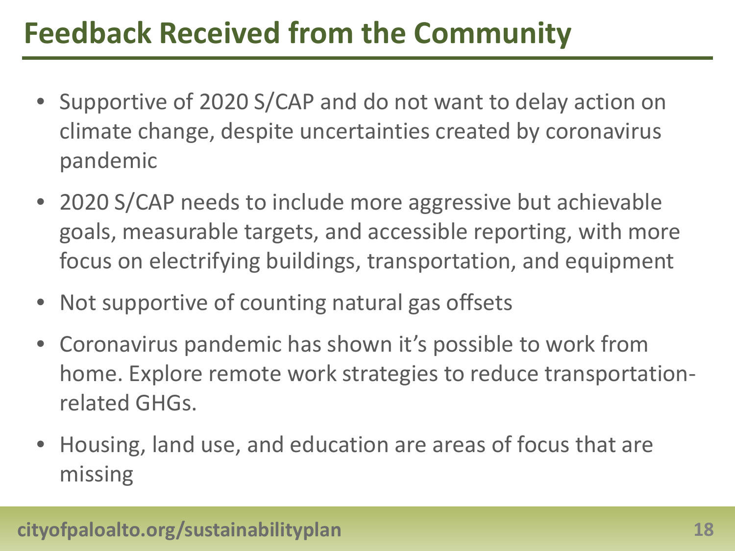# Feedback Received from the Community

- Supportive of 2020 S/CAP and do not want to delay action on climate change, despite uncertainties created by coronavirus pandemic
- 2020 S/CAP needs to include more aggressive but achievable goals, measurable targets, and accessible reporting, with more focus on electrifying buildings, transportation, and equipment
- Not supportive of counting natural gas offsets
- Coronavirus pandemic has shown it's possible to work from home. Explore remote work strategies to reduce transportation-related GHGs.
- Housing, land use, and education are areas of focus that are missing

**cityofpaloalto.org/sustainabilityplan**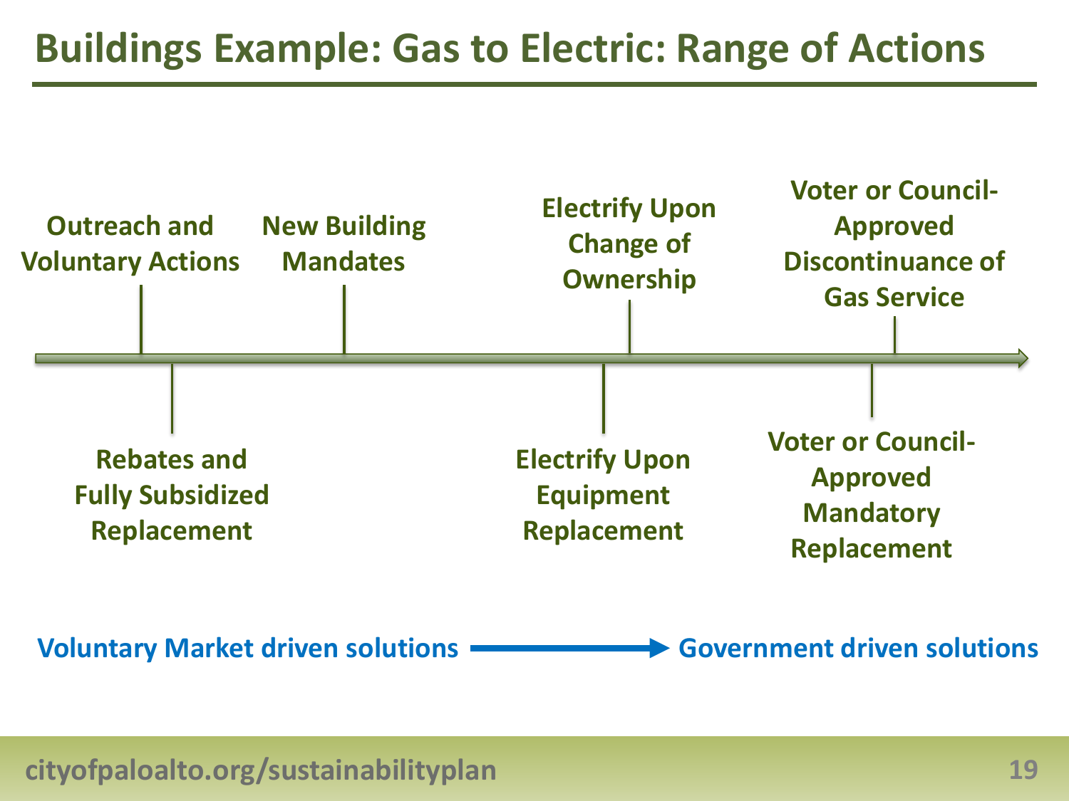# Buildings Example: Gas to Electric: Range of Actions

- Outreach and Voluntary Actions
- Rebates and Fully Subsidized Replacement
- New Building Mandates
- Electrify Upon Equipment Replacement
- Electrify Upon Change of Ownership
- Voter or Council-Approved Mandatory Replacement
- Voter or Council-Approved Discontinuance of Gas Service

Voluntary Market driven solutions → Government driven solutions

cityofpaloalto.org/sustainabilityplan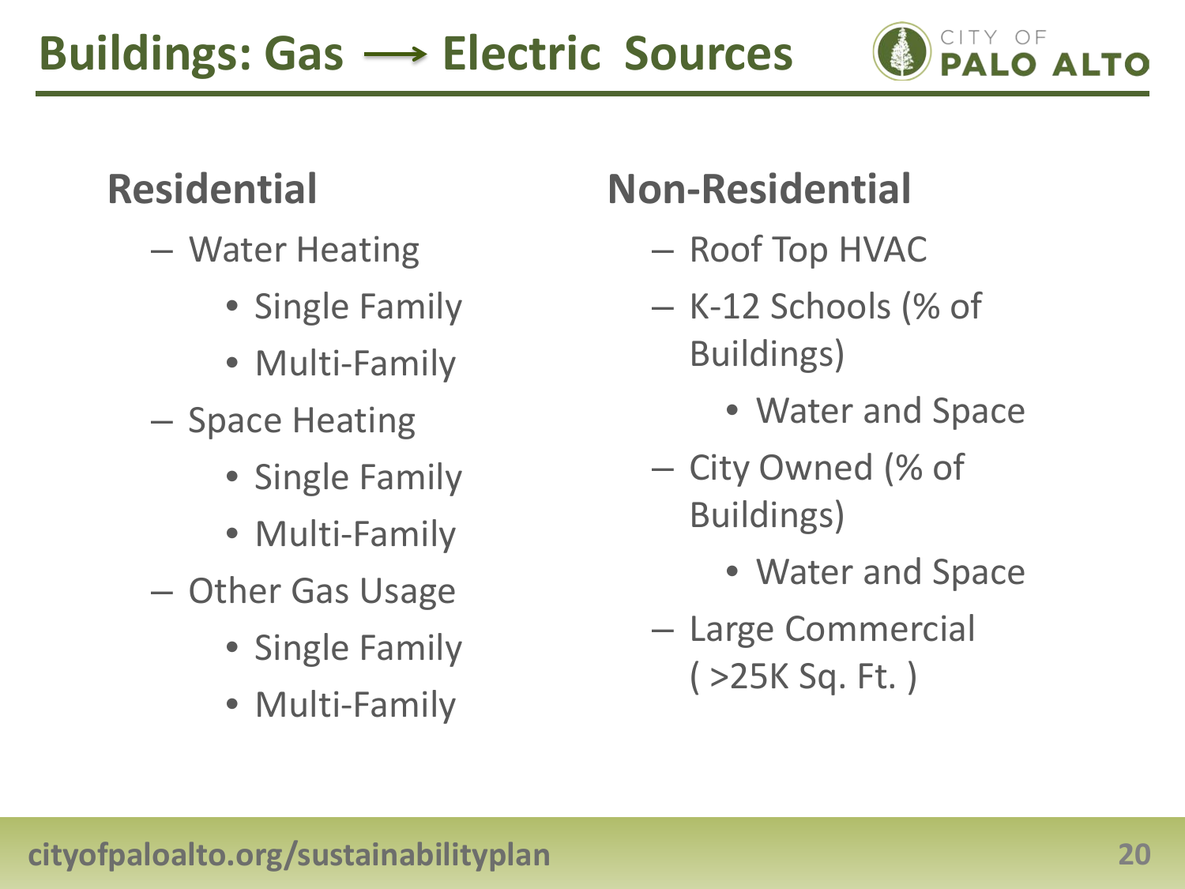# Buildings: Gas ⟶ Electric Sources

## Residential

- Water Heating
  - Single Family
  - Multi-Family
- Space Heating
  - Single Family
  - Multi-Family
- Other Gas Usage
  - Single Family
  - Multi-Family

## Non-Residential

- Roof Top HVAC
- K-12 Schools (% of Buildings)
  - Water and Space
- City Owned (% of Buildings)
  - Water and Space
- Large Commercial ( >25K Sq. Ft. )

cityofpaloalto.org/sustainabilityplan